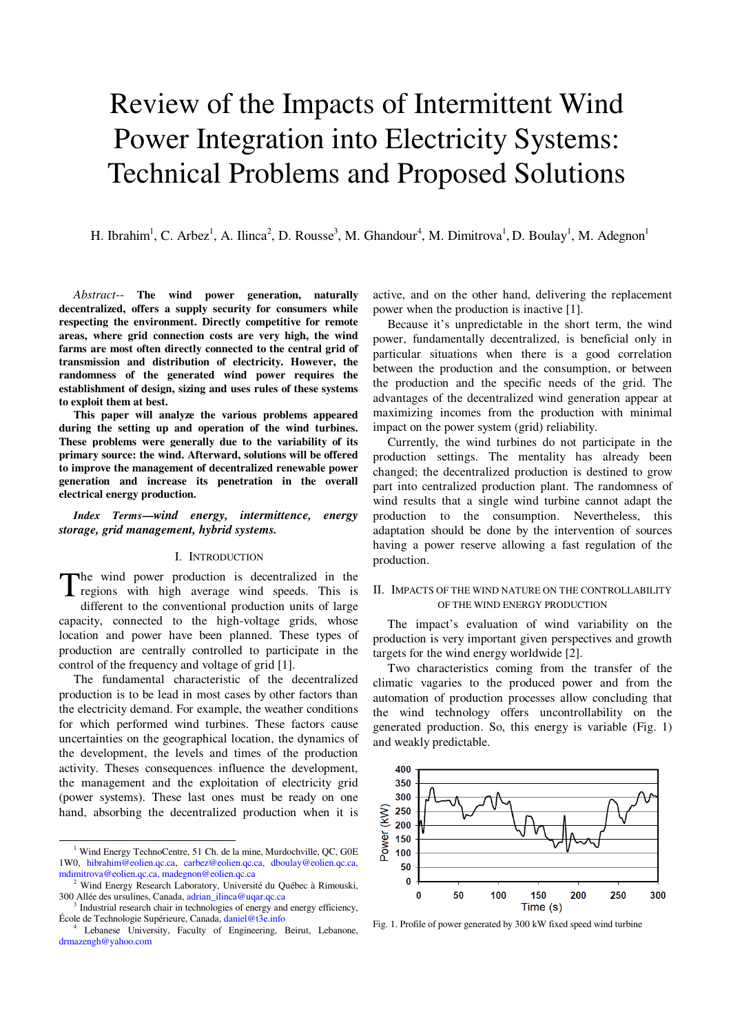# Review of the Impacts of Intermittent Wind Power Integration into Electricity Systems: Technical Problems and Proposed Solutions

H. Ibrahim[1], C. Arbez[1], A. Ilinca[2], D. Rousse[3], M. Ghandour[4], M. Dimitrova[1], D. Boulay[1], M. Adegnon[1]

*Abstract*-- **The wind power generation, naturally decentralized, offers a supply security for consumers while respecting the environment. Directly competitive for remote areas, where grid connection costs are very high, the wind farms are most often directly connected to the central grid of transmission and distribution of electricity. However, the randomness of the generated wind power requires the establishment of design, sizing and uses rules of these systems to exploit them at best.**

**This paper will analyze the various problems appeared during the setting up and operation of the wind turbines. These problems were generally due to the variability of its primary source: the wind. Afterward, solutions will be offered to improve the management of decentralized renewable power generation and increase its penetration in the overall electrical energy production.**

***Index Terms*—*wind energy, intermittence, energy storage, grid management, hybrid systems.***

## I. Introduction

The wind power production is decentralized in the regions with high average wind speeds. This is different to the conventional production units of large capacity, connected to the high-voltage grids, whose location and power have been planned. These types of production are centrally controlled to participate in the control of the frequency and voltage of grid [1].

The fundamental characteristic of the decentralized production is to be lead in most cases by other factors than the electricity demand. For example, the weather conditions for which performed wind turbines. These factors cause uncertainties on the geographical location, the dynamics of the development, the levels and times of the production activity. Theses consequences influence the development, the management and the exploitation of electricity grid (power systems). These last ones must be ready on one hand, absorbing the decentralized production when it is active, and on the other hand, delivering the replacement power when the production is inactive [1].

Because it's unpredictable in the short term, the wind power, fundamentally decentralized, is beneficial only in particular situations when there is a good correlation between the production and the consumption, or between the production and the specific needs of the grid. The advantages of the decentralized wind generation appear at maximizing incomes from the production with minimal impact on the power system (grid) reliability.

Currently, the wind turbines do not participate in the production settings. The mentality has already been changed; the decentralized production is destined to grow part into centralized production plant. The randomness of wind results that a single wind turbine cannot adapt the production to the consumption. Nevertheless, this adaptation should be done by the intervention of sources having a power reserve allowing a fast regulation of the production.

## II. Impacts of the Wind Nature on the Controllability of the Wind Energy Production

The impact's evaluation of wind variability on the production is very important given perspectives and growth targets for the wind energy worldwide [2].

Two characteristics coming from the transfer of the climatic vagaries to the produced power and from the automation of production processes allow concluding that the wind technology offers uncontrollability on the generated production. So, this energy is variable (Fig. 1) and weakly predictable.

Fig. 1. Profile of power generated by 300 kW fixed speed wind turbine

---

[1] Wind Energy TechnoCentre, 51 Ch. de la mine, Murdochville, QC, G0E 1W0, hibrahim@eolien.qc.ca, carbez@eolien.qc.ca, dboulay@eolien.qc.ca, mdimitrova@eolien.qc.ca, madegnon@eolien.qc.ca

[2] Wind Energy Research Laboratory, Université du Québec à Rimouski, 300 Allée des ursulines, Canada, adrian_ilinca@uqar.qc.ca

[3] Industrial research chair in technologies of energy and energy efficiency, École de Technologie Supérieure, Canada, daniel@t3e.info

[4] Lebanese University, Faculty of Engineering, Beirut, Lebanone, drmazengh@yahoo.com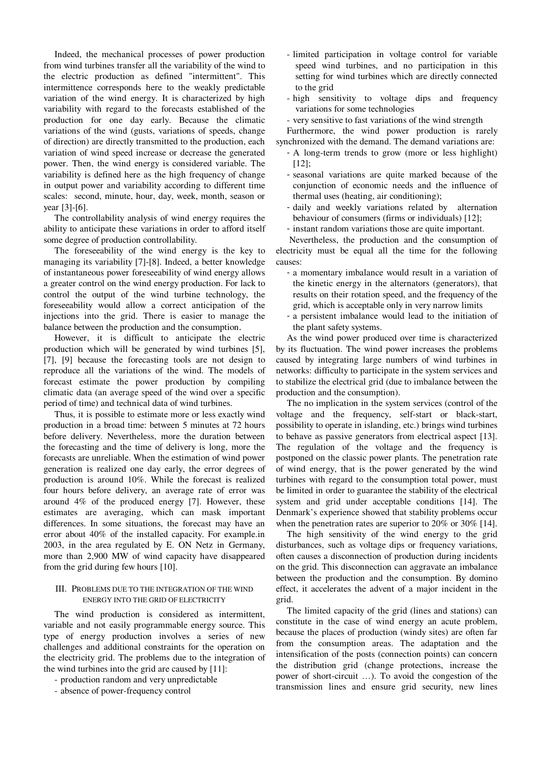Indeed, the mechanical processes of power production from wind turbines transfer all the variability of the wind to the electric production as defined "intermittent". This intermittence corresponds here to the weakly predictable variation of the wind energy. It is characterized by high variability with regard to the forecasts established of the production for one day early. Because the climatic variations of the wind (gusts, variations of speeds, change of direction) are directly transmitted to the production, each variation of wind speed increase or decrease the generated power. Then, the wind energy is considered variable. The variability is defined here as the high frequency of change in output power and variability according to different time scales: second, minute, hour, day, week, month, season or year [3]-[6].

The controllability analysis of wind energy requires the ability to anticipate these variations in order to afford itself some degree of production controllability.

The foreseeability of the wind energy is the key to managing its variability [7]-[8]. Indeed, a better knowledge of instantaneous power foreseeability of wind energy allows a greater control on the wind energy production. For lack to control the output of the wind turbine technology, the foreseeability would allow a correct anticipation of the injections into the grid. There is easier to manage the balance between the production and the consumption.

However, it is difficult to anticipate the electric production which will be generated by wind turbines [5], [7], [9] because the forecasting tools are not design to reproduce all the variations of the wind. The models of forecast estimate the power production by compiling climatic data (an average speed of the wind over a specific period of time) and technical data of wind turbines.

Thus, it is possible to estimate more or less exactly wind production in a broad time: between 5 minutes at 72 hours before delivery. Nevertheless, more the duration between the forecasting and the time of delivery is long, more the forecasts are unreliable. When the estimation of wind power generation is realized one day early, the error degrees of production is around 10%. While the forecast is realized four hours before delivery, an average rate of error was around 4% of the produced energy [7]. However, these estimates are averaging, which can mask important differences. In some situations, the forecast may have an error about 40% of the installed capacity. For example.in 2003, in the area regulated by E. ON Netz in Germany, more than 2,900 MW of wind capacity have disappeared from the grid during few hours [10].

## III. Problems due to the integration of the wind energy into the grid of electricity

The wind production is considered as intermittent, variable and not easily programmable energy source. This type of energy production involves a series of new challenges and additional constraints for the operation on the electricity grid. The problems due to the integration of the wind turbines into the grid are caused by [11]:

- production random and very unpredictable
- absence of power-frequency control
- limited participation in voltage control for variable speed wind turbines, and no participation in this setting for wind turbines which are directly connected to the grid
- high sensitivity to voltage dips and frequency variations for some technologies
- very sensitive to fast variations of the wind strength

Furthermore, the wind power production is rarely synchronized with the demand. The demand variations are:

- A long-term trends to grow (more or less highlight) [12];
- seasonal variations are quite marked because of the conjunction of economic needs and the influence of thermal uses (heating, air conditioning);
- daily and weekly variations related by alternation behaviour of consumers (firms or individuals) [12];
- instant random variations those are quite important.

Nevertheless, the production and the consumption of electricity must be equal all the time for the following causes:

- a momentary imbalance would result in a variation of the kinetic energy in the alternators (generators), that results on their rotation speed, and the frequency of the grid, which is acceptable only in very narrow limits
- a persistent imbalance would lead to the initiation of the plant safety systems.

As the wind power produced over time is characterized by its fluctuation. The wind power increases the problems caused by integrating large numbers of wind turbines in networks: difficulty to participate in the system services and to stabilize the electrical grid (due to imbalance between the production and the consumption).

The no implication in the system services (control of the voltage and the frequency, self-start or black-start, possibility to operate in islanding, etc.) brings wind turbines to behave as passive generators from electrical aspect [13]. The regulation of the voltage and the frequency is postponed on the classic power plants. The penetration rate of wind energy, that is the power generated by the wind turbines with regard to the consumption total power, must be limited in order to guarantee the stability of the electrical system and grid under acceptable conditions [14]. The Denmark's experience showed that stability problems occur when the penetration rates are superior to 20% or 30% [14].

The high sensitivity of the wind energy to the grid disturbances, such as voltage dips or frequency variations, often causes a disconnection of production during incidents on the grid. This disconnection can aggravate an imbalance between the production and the consumption. By domino effect, it accelerates the advent of a major incident in the grid.

The limited capacity of the grid (lines and stations) can constitute in the case of wind energy an acute problem, because the places of production (windy sites) are often far from the consumption areas. The adaptation and the intensification of the posts (connection points) can concern the distribution grid (change protections, increase the power of short-circuit …). To avoid the congestion of the transmission lines and ensure grid security, new lines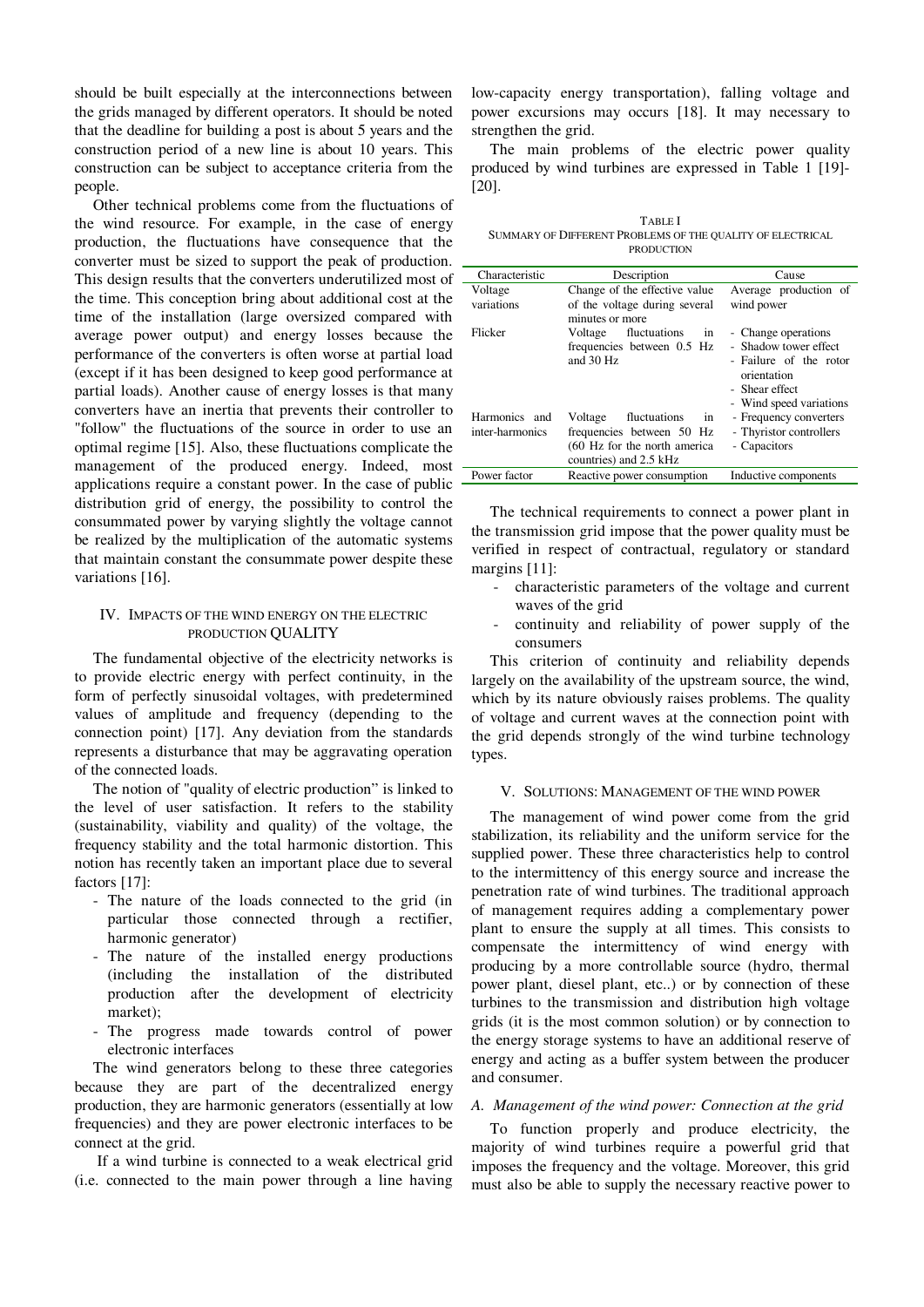should be built especially at the interconnections between the grids managed by different operators. It should be noted that the deadline for building a post is about 5 years and the construction period of a new line is about 10 years. This construction can be subject to acceptance criteria from the people.

Other technical problems come from the fluctuations of the wind resource. For example, in the case of energy production, the fluctuations have consequence that the converter must be sized to support the peak of production. This design results that the converters underutilized most of the time. This conception bring about additional cost at the time of the installation (large oversized compared with average power output) and energy losses because the performance of the converters is often worse at partial load (except if it has been designed to keep good performance at partial loads). Another cause of energy losses is that many converters have an inertia that prevents their controller to "follow" the fluctuations of the source in order to use an optimal regime [15]. Also, these fluctuations complicate the management of the produced energy. Indeed, most applications require a constant power. In the case of public distribution grid of energy, the possibility to control the consummated power by varying slightly the voltage cannot be realized by the multiplication of the automatic systems that maintain constant the consummate power despite these variations [16].

## IV. Impacts of the Wind Energy on the Electric Production Quality

The fundamental objective of the electricity networks is to provide electric energy with perfect continuity, in the form of perfectly sinusoidal voltages, with predetermined values of amplitude and frequency (depending to the connection point) [17]. Any deviation from the standards represents a disturbance that may be aggravating operation of the connected loads.

The notion of "quality of electric production" is linked to the level of user satisfaction. It refers to the stability (sustainability, viability and quality) of the voltage, the frequency stability and the total harmonic distortion. This notion has recently taken an important place due to several factors [17]:

- The nature of the loads connected to the grid (in particular those connected through a rectifier, harmonic generator)
- The nature of the installed energy productions (including the installation of the distributed production after the development of electricity market);
- The progress made towards control of power electronic interfaces

The wind generators belong to these three categories because they are part of the decentralized energy production, they are harmonic generators (essentially at low frequencies) and they are power electronic interfaces to be connect at the grid.

If a wind turbine is connected to a weak electrical grid (i.e. connected to the main power through a line having low-capacity energy transportation), falling voltage and power excursions may occurs [18]. It may necessary to strengthen the grid.

The main problems of the electric power quality produced by wind turbines are expressed in Table 1 [19]-[20].

TABLE I
Summary of Different Problems of the Quality of Electrical Production

| Characteristic | Description | Cause |
|---|---|---|
| Voltage variations | Change of the effective value of the voltage during several minutes or more | Average production of wind power |
| Flicker | Voltage fluctuations in frequencies between 0.5 Hz and 30 Hz | - Change operations<br>- Shadow tower effect<br>- Failure of the rotor orientation<br>- Shear effect<br>- Wind speed variations |
| Harmonics and inter-harmonics | Voltage fluctuations in frequencies between 50 Hz (60 Hz for the north america countries) and 2.5 kHz | - Frequency converters<br>- Thyristor controllers<br>- Capacitors |
| Power factor | Reactive power consumption | Inductive components |

The technical requirements to connect a power plant in the transmission grid impose that the power quality must be verified in respect of contractual, regulatory or standard margins [11]:

- characteristic parameters of the voltage and current waves of the grid
- continuity and reliability of power supply of the consumers

This criterion of continuity and reliability depends largely on the availability of the upstream source, the wind, which by its nature obviously raises problems. The quality of voltage and current waves at the connection point with the grid depends strongly of the wind turbine technology types.

## V. Solutions: Management of the Wind Power

The management of wind power come from the grid stabilization, its reliability and the uniform service for the supplied power. These three characteristics help to control to the intermittency of this energy source and increase the penetration rate of wind turbines. The traditional approach of management requires adding a complementary power plant to ensure the supply at all times. This consists to compensate the intermittency of wind energy with producing by a more controllable source (hydro, thermal power plant, diesel plant, etc..) or by connection of these turbines to the transmission and distribution high voltage grids (it is the most common solution) or by connection to the energy storage systems to have an additional reserve of energy and acting as a buffer system between the producer and consumer.

### *A. Management of the wind power: Connection at the grid*

To function properly and produce electricity, the majority of wind turbines require a powerful grid that imposes the frequency and the voltage. Moreover, this grid must also be able to supply the necessary reactive power to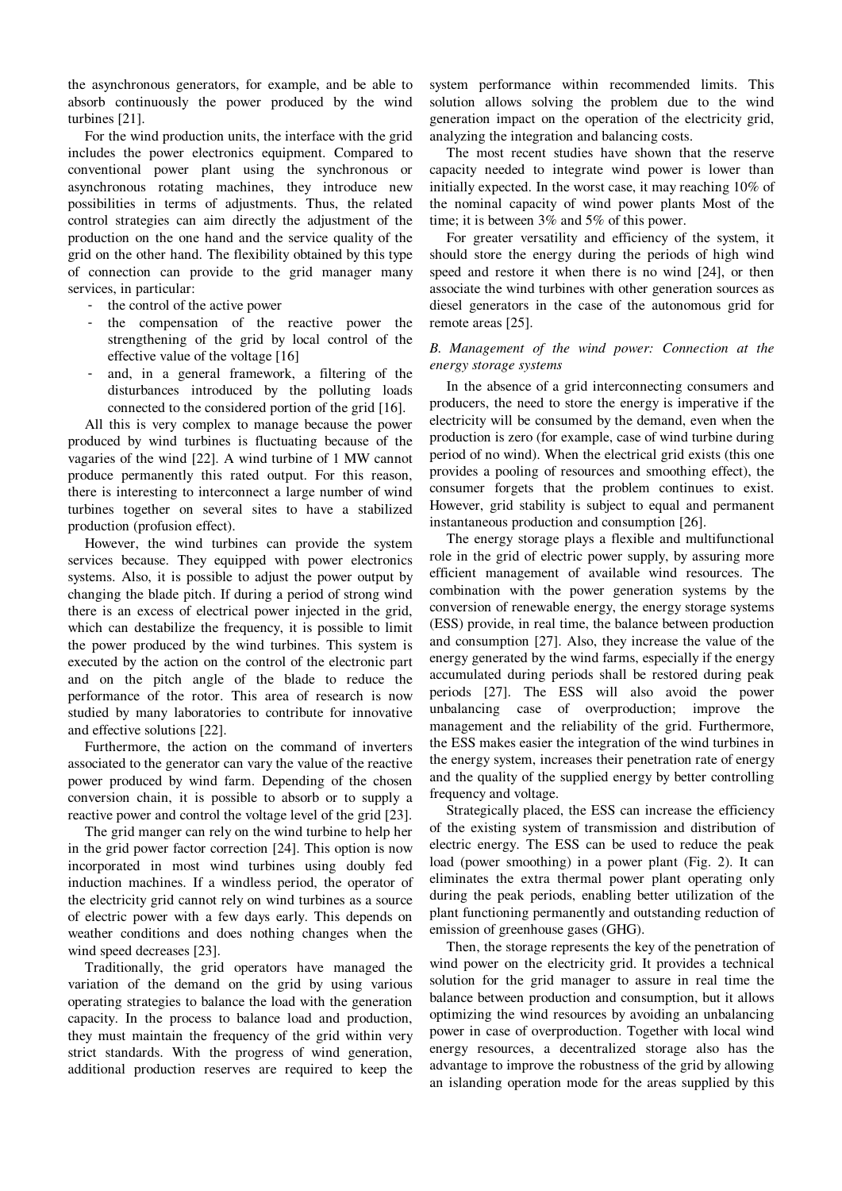the asynchronous generators, for example, and be able to absorb continuously the power produced by the wind turbines [21].

For the wind production units, the interface with the grid includes the power electronics equipment. Compared to conventional power plant using the synchronous or asynchronous rotating machines, they introduce new possibilities in terms of adjustments. Thus, the related control strategies can aim directly the adjustment of the production on the one hand and the service quality of the grid on the other hand. The flexibility obtained by this type of connection can provide to the grid manager many services, in particular:

- the control of the active power
- the compensation of the reactive power the strengthening of the grid by local control of the effective value of the voltage [16]
- and, in a general framework, a filtering of the disturbances introduced by the polluting loads connected to the considered portion of the grid [16].

All this is very complex to manage because the power produced by wind turbines is fluctuating because of the vagaries of the wind [22]. A wind turbine of 1 MW cannot produce permanently this rated output. For this reason, there is interesting to interconnect a large number of wind turbines together on several sites to have a stabilized production (profusion effect).

However, the wind turbines can provide the system services because. They equipped with power electronics systems. Also, it is possible to adjust the power output by changing the blade pitch. If during a period of strong wind there is an excess of electrical power injected in the grid, which can destabilize the frequency, it is possible to limit the power produced by the wind turbines. This system is executed by the action on the control of the electronic part and on the pitch angle of the blade to reduce the performance of the rotor. This area of research is now studied by many laboratories to contribute for innovative and effective solutions [22].

Furthermore, the action on the command of inverters associated to the generator can vary the value of the reactive power produced by wind farm. Depending of the chosen conversion chain, it is possible to absorb or to supply a reactive power and control the voltage level of the grid [23].

The grid manger can rely on the wind turbine to help her in the grid power factor correction [24]. This option is now incorporated in most wind turbines using doubly fed induction machines. If a windless period, the operator of the electricity grid cannot rely on wind turbines as a source of electric power with a few days early. This depends on weather conditions and does nothing changes when the wind speed decreases [23].

Traditionally, the grid operators have managed the variation of the demand on the grid by using various operating strategies to balance the load with the generation capacity. In the process to balance load and production, they must maintain the frequency of the grid within very strict standards. With the progress of wind generation, additional production reserves are required to keep the system performance within recommended limits. This solution allows solving the problem due to the wind generation impact on the operation of the electricity grid, analyzing the integration and balancing costs.

The most recent studies have shown that the reserve capacity needed to integrate wind power is lower than initially expected. In the worst case, it may reaching 10% of the nominal capacity of wind power plants Most of the time; it is between 3% and 5% of this power.

For greater versatility and efficiency of the system, it should store the energy during the periods of high wind speed and restore it when there is no wind [24], or then associate the wind turbines with other generation sources as diesel generators in the case of the autonomous grid for remote areas [25].

### *B. Management of the wind power: Connection at the energy storage systems*

In the absence of a grid interconnecting consumers and producers, the need to store the energy is imperative if the electricity will be consumed by the demand, even when the production is zero (for example, case of wind turbine during period of no wind). When the electrical grid exists (this one provides a pooling of resources and smoothing effect), the consumer forgets that the problem continues to exist. However, grid stability is subject to equal and permanent instantaneous production and consumption [26].

The energy storage plays a flexible and multifunctional role in the grid of electric power supply, by assuring more efficient management of available wind resources. The combination with the power generation systems by the conversion of renewable energy, the energy storage systems (ESS) provide, in real time, the balance between production and consumption [27]. Also, they increase the value of the energy generated by the wind farms, especially if the energy accumulated during periods shall be restored during peak periods [27]. The ESS will also avoid the power unbalancing case of overproduction; improve the management and the reliability of the grid. Furthermore, the ESS makes easier the integration of the wind turbines in the energy system, increases their penetration rate of energy and the quality of the supplied energy by better controlling frequency and voltage.

Strategically placed, the ESS can increase the efficiency of the existing system of transmission and distribution of electric energy. The ESS can be used to reduce the peak load (power smoothing) in a power plant (Fig. 2). It can eliminates the extra thermal power plant operating only during the peak periods, enabling better utilization of the plant functioning permanently and outstanding reduction of emission of greenhouse gases (GHG).

Then, the storage represents the key of the penetration of wind power on the electricity grid. It provides a technical solution for the grid manager to assure in real time the balance between production and consumption, but it allows optimizing the wind resources by avoiding an unbalancing power in case of overproduction. Together with local wind energy resources, a decentralized storage also has the advantage to improve the robustness of the grid by allowing an islanding operation mode for the areas supplied by this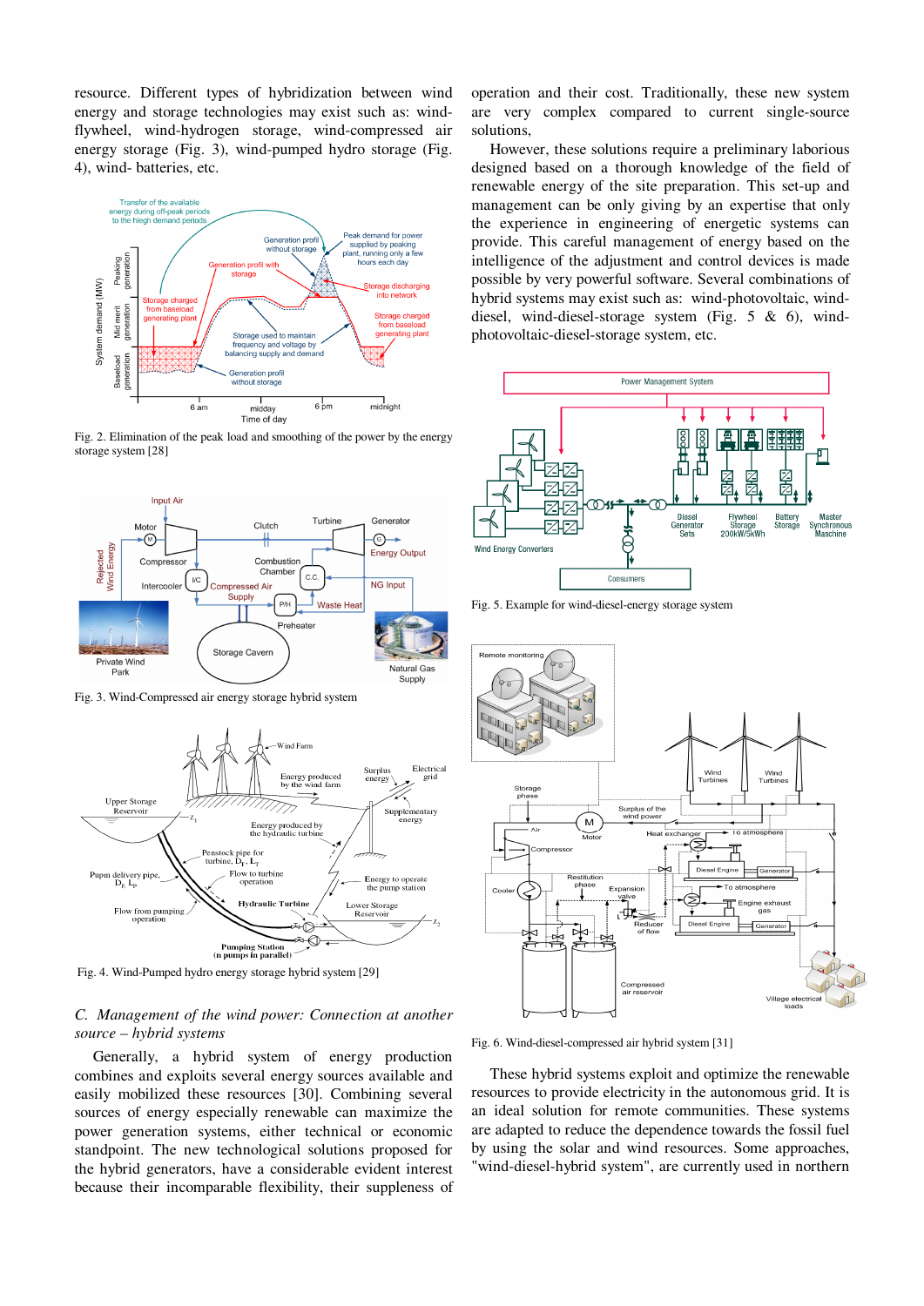resource. Different types of hybridization between wind energy and storage technologies may exist such as: wind-flywheel, wind-hydrogen storage, wind-compressed air energy storage (Fig. 3), wind-pumped hydro storage (Fig. 4), wind- batteries, etc.

Fig. 2. Elimination of the peak load and smoothing of the power by the energy storage system [28]

Fig. 3. Wind-Compressed air energy storage hybrid system

Fig. 4. Wind-Pumped hydro energy storage hybrid system [29]

### *C. Management of the wind power: Connection at another source – hybrid systems*

Generally, a hybrid system of energy production combines and exploits several energy sources available and easily mobilized these resources [30]. Combining several sources of energy especially renewable can maximize the power generation systems, either technical or economic standpoint. The new technological solutions proposed for the hybrid generators, have a considerable evident interest because their incomparable flexibility, their suppleness of operation and their cost. Traditionally, these new system are very complex compared to current single-source solutions,

However, these solutions require a preliminary laborious designed based on a thorough knowledge of the field of renewable energy of the site preparation. This set-up and management can be only giving by an expertise that only the experience in engineering of energetic systems can provide. This careful management of energy based on the intelligence of the adjustment and control devices is made possible by very powerful software. Several combinations of hybrid systems may exist such as: wind-photovoltaic, wind-diesel, wind-diesel-storage system (Fig. 5 & 6), wind-photovoltaic-diesel-storage system, etc.

Fig. 5. Example for wind-diesel-energy storage system

Fig. 6. Wind-diesel-compressed air hybrid system [31]

These hybrid systems exploit and optimize the renewable resources to provide electricity in the autonomous grid. It is an ideal solution for remote communities. These systems are adapted to reduce the dependence towards the fossil fuel by using the solar and wind resources. Some approaches, "wind-diesel-hybrid system", are currently used in northern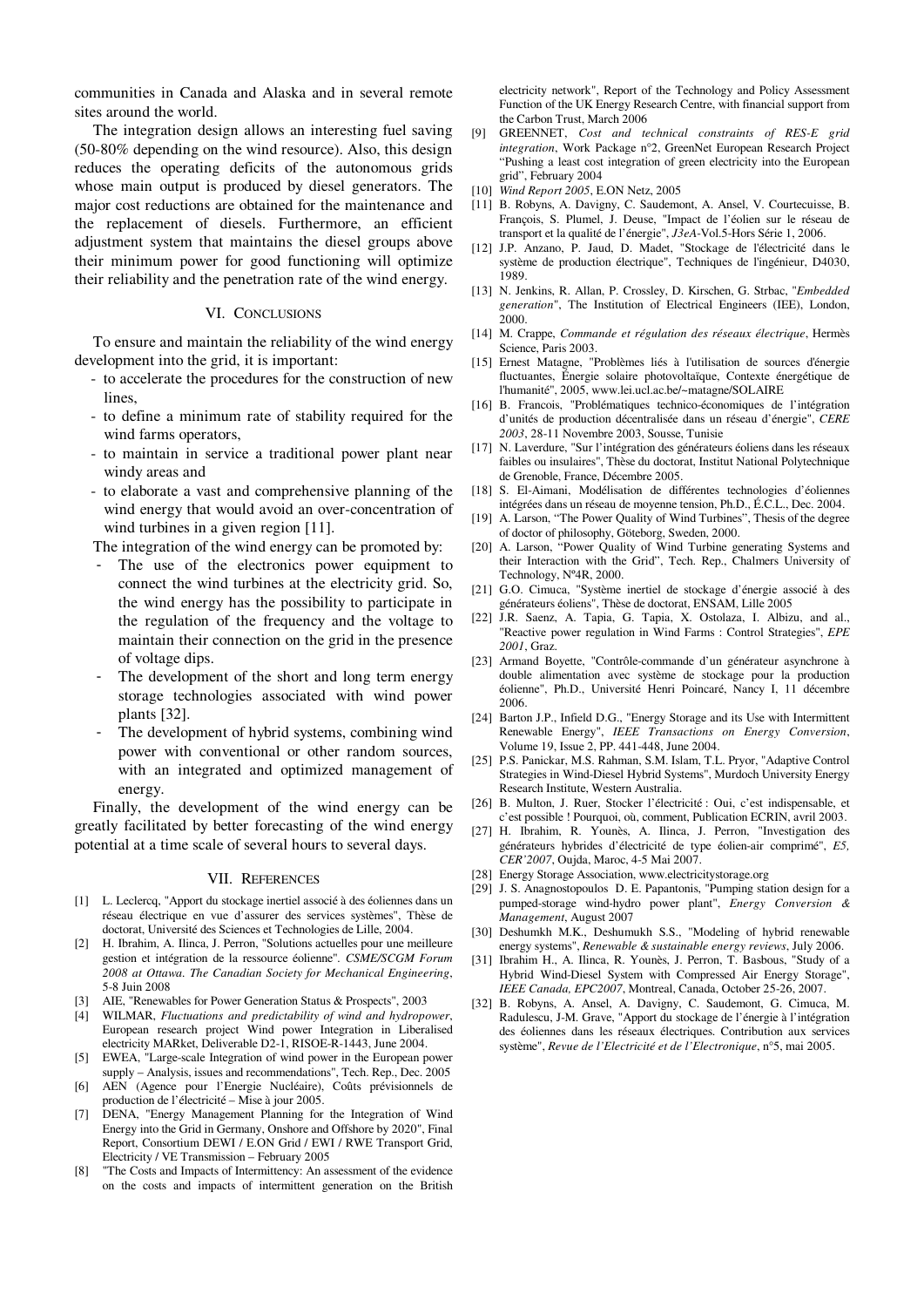communities in Canada and Alaska and in several remote sites around the world.

The integration design allows an interesting fuel saving (50-80% depending on the wind resource). Also, this design reduces the operating deficits of the autonomous grids whose main output is produced by diesel generators. The major cost reductions are obtained for the maintenance and the replacement of diesels. Furthermore, an efficient adjustment system that maintains the diesel groups above their minimum power for good functioning will optimize their reliability and the penetration rate of the wind energy.

## VI. Conclusions

To ensure and maintain the reliability of the wind energy development into the grid, it is important:

- to accelerate the procedures for the construction of new lines,
- to define a minimum rate of stability required for the wind farms operators,
- to maintain in service a traditional power plant near windy areas and
- to elaborate a vast and comprehensive planning of the wind energy that would avoid an over-concentration of wind turbines in a given region [11].

The integration of the wind energy can be promoted by:

- The use of the electronics power equipment to connect the wind turbines at the electricity grid. So, the wind energy has the possibility to participate in the regulation of the frequency and the voltage to maintain their connection on the grid in the presence of voltage dips.
- The development of the short and long term energy storage technologies associated with wind power plants [32].
- The development of hybrid systems, combining wind power with conventional or other random sources, with an integrated and optimized management of energy.

Finally, the development of the wind energy can be greatly facilitated by better forecasting of the wind energy potential at a time scale of several hours to several days.

## VII. References

[1] L. Leclercq, "Apport du stockage inertiel associé à des éoliennes dans un réseau électrique en vue d'assurer des services systèmes", Thèse de doctorat, Université des Sciences et Technologies de Lille, 2004.

[2] H. Ibrahim, A. Ilinca, J. Perron, "Solutions actuelles pour une meilleure gestion et intégration de la ressource éolienne". *CSME/SCGM Forum 2008 at Ottawa. The Canadian Society for Mechanical Engineering*, 5-8 Juin 2008

[3] AIE, "Renewables for Power Generation Status & Prospects", 2003

[4] WILMAR, *Fluctuations and predictability of wind and hydropower*, European research project Wind power Integration in Liberalised electricity MARket, Deliverable D2-1, RISOE-R-1443, June 2004.

[5] EWEA, "Large-scale Integration of wind power in the European power supply – Analysis, issues and recommendations", Tech. Rep., Dec. 2005

[6] AEN (Agence pour l'Energie Nucléaire), Coûts prévisionnels de production de l'électricité – Mise à jour 2005.

[7] DENA, "Energy Management Planning for the Integration of Wind Energy into the Grid in Germany, Onshore and Offshore by 2020", Final Report, Consortium DEWI / E.ON Grid / EWI / RWE Transport Grid, Electricity / VE Transmission – February 2005

[8] "The Costs and Impacts of Intermittency: An assessment of the evidence on the costs and impacts of intermittent generation on the British electricity network", Report of the Technology and Policy Assessment Function of the UK Energy Research Centre, with financial support from the Carbon Trust, March 2006

[9] GREENNET, *Cost and technical constraints of RES-E grid integration*, Work Package n°2, GreenNet European Research Project "Pushing a least cost integration of green electricity into the European grid", February 2004

[10] *Wind Report 2005*, E.ON Netz, 2005

[11] B. Robyns, A. Davigny, C. Saudemont, A. Ansel, V. Courtecuisse, B. François, S. Plumel, J. Deuse, "Impact de l'éolien sur le réseau de transport et la qualité de l'énergie", *J3eA*-Vol.5-Hors Série 1, 2006.

[12] J.P. Anzano, P. Jaud, D. Madet, "Stockage de l'électricité dans le système de production électrique", Techniques de l'ingénieur, D4030, 1989.

[13] N. Jenkins, R. Allan, P. Crossley, D. Kirschen, G. Strbac, "*Embedded generation*", The Institution of Electrical Engineers (IEE), London, 2000.

[14] M. Crappe, *Commande et régulation des réseaux électrique*, Hermès Science, Paris 2003.

[15] Ernest Matagne, "Problèmes liés à l'utilisation de sources d'énergie fluctuantes, Énergie solaire photovoltaïque, Contexte énergétique de l'humanité", 2005, www.lei.ucl.ac.be/~matagne/SOLAIRE

[16] B. Francois, "Problématiques technico-économiques de l'intégration d'unités de production décentralisée dans un réseau d'énergie", *CERE 2003*, 28-11 Novembre 2003, Sousse, Tunisie

[17] N. Laverdure, "Sur l'intégration des générateurs éoliens dans les réseaux faibles ou insulaires", Thèse du doctorat, Institut National Polytechnique de Grenoble, France, Décembre 2005.

[18] S. El-Aimani, Modélisation de différentes technologies d'éoliennes intégrées dans un réseau de moyenne tension, Ph.D., É.C.L., Dec. 2004.

[19] A. Larson, "The Power Quality of Wind Turbines", Thesis of the degree of doctor of philosophy, Göteborg, Sweden, 2000.

[20] A. Larson, "Power Quality of Wind Turbine generating Systems and their Interaction with the Grid", Tech. Rep., Chalmers University of Technology, Nº4R, 2000.

[21] G.O. Cimuca, "Système inertiel de stockage d'énergie associé à des générateurs éoliens", Thèse de doctorat, ENSAM, Lille 2005

[22] J.R. Saenz, A. Tapia, G. Tapia, X. Ostolaza, I. Albizu, and al., "Reactive power regulation in Wind Farms : Control Strategies", *EPE 2001*, Graz.

[23] Armand Boyette, "Contrôle-commande d'un générateur asynchrone à double alimentation avec système de stockage pour la production éolienne", Ph.D., Université Henri Poincaré, Nancy I, 11 décembre 2006.

[24] Barton J.P., Infield D.G., "Energy Storage and its Use with Intermittent Renewable Energy", *IEEE Transactions on Energy Conversion*, Volume 19, Issue 2, PP. 441-448, June 2004.

[25] P.S. Panickar, M.S. Rahman, S.M. Islam, T.L. Pryor, "Adaptive Control Strategies in Wind-Diesel Hybrid Systems", Murdoch University Energy Research Institute, Western Australia.

[26] B. Multon, J. Ruer, Stocker l'électricité : Oui, c'est indispensable, et c'est possible ! Pourquoi, où, comment, Publication ECRIN, avril 2003.

[27] H. Ibrahim, R. Younès, A. Ilinca, J. Perron, "Investigation des générateurs hybrides d'électricité de type éolien-air comprimé", *E5, CER'2007*, Oujda, Maroc, 4-5 Mai 2007.

[28] Energy Storage Association, www.electricitystorage.org

[29] J. S. Anagnostopoulos D. E. Papantonis, "Pumping station design for a pumped-storage wind-hydro power plant", *Energy Conversion & Management*, August 2007

[30] Deshumkh M.K., Deshumukh S.S., "Modeling of hybrid renewable energy systems", *Renewable & sustainable energy reviews*, July 2006.

[31] Ibrahim H., A. Ilinca, R. Younès, J. Perron, T. Basbous, "Study of a Hybrid Wind-Diesel System with Compressed Air Energy Storage", *IEEE Canada, EPC2007*, Montreal, Canada, October 25-26, 2007.

[32] B. Robyns, A. Ansel, A. Davigny, C. Saudemont, G. Cimuca, M. Radulescu, J-M. Grave, "Apport du stockage de l'énergie à l'intégration des éoliennes dans les réseaux électriques. Contribution aux services système", *Revue de l'Electricité et de l'Electronique*, n°5, mai 2005.